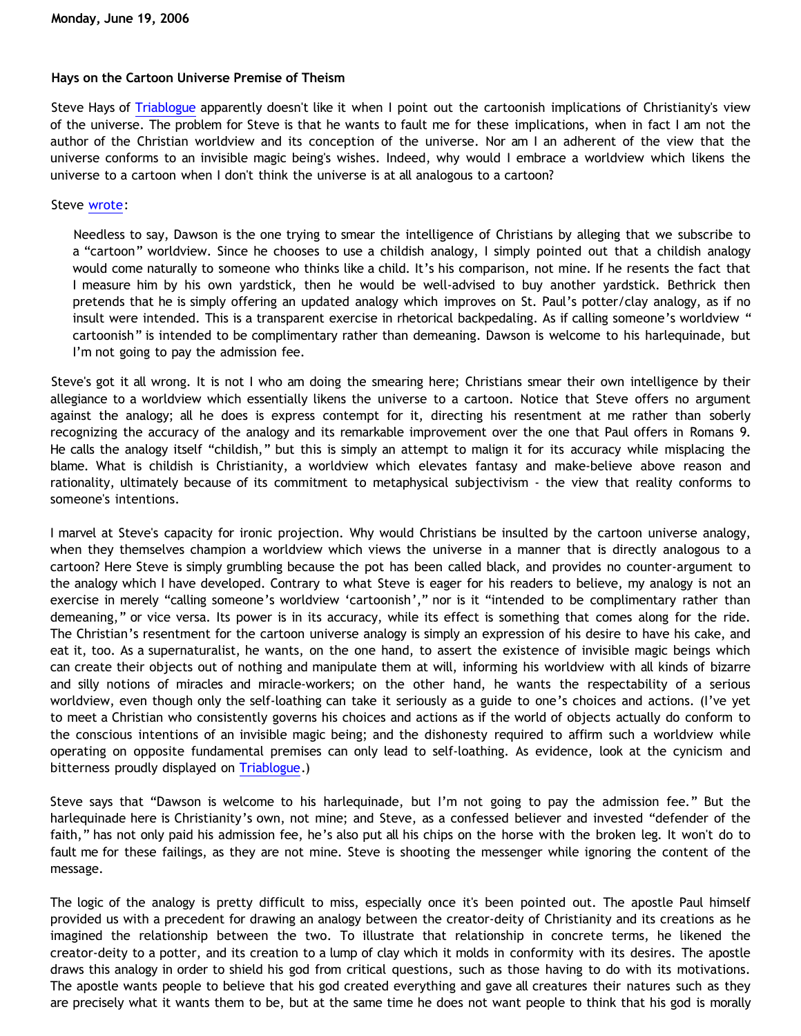**Monday, June 19, 2006**

### Hays on the Cartoon Universe Premise of Theism

Steve Hays of Triablogue apparently doesn't like it when I point out the cartoonish implications of Christianity's view of the universe. The problem for Steve is that he wants to fault me for these implications, when in fact I am not the author of the Christian worldview and its conception of the universe. Nor am I an adherent of the view that the universe conforms to an invisible magic being's wishes. Indeed, why would I embrace a worldview which likens the universe to a cartoon when I don't think the universe is at all analogous to a cartoon?

Steve wrote:

> Needless to say, Dawson is the one trying to smear the intelligence of Christians by alleging that we subscribe to a "cartoon" worldview. Since he chooses to use a childish analogy, I simply pointed out that a childish analogy would come naturally to someone who thinks like a child. It's his comparison, not mine. If he resents the fact that I measure him by his own yardstick, then he would be well-advised to buy another yardstick. Bethrick then pretends that he is simply offering an updated analogy which improves on St. Paul's potter/clay analogy, as if no insult were intended. This is a transparent exercise in rhetorical backpedaling. As if calling someone's worldview "cartoonish" is intended to be complimentary rather than demeaning. Dawson is welcome to his harlequinade, but I'm not going to pay the admission fee.

Steve's got it all wrong. It is not I who am doing the smearing here; Christians smear their own intelligence by their allegiance to a worldview which essentially likens the universe to a cartoon. Notice that Steve offers no argument against the analogy; all he does is express contempt for it, directing his resentment at me rather than soberly recognizing the accuracy of the analogy and its remarkable improvement over the one that Paul offers in Romans 9. He calls the analogy itself "childish," but this is simply an attempt to malign it for its accuracy while misplacing the blame. What is childish is Christianity, a worldview which elevates fantasy and make-believe above reason and rationality, ultimately because of its commitment to metaphysical subjectivism - the view that reality conforms to someone's intentions.

I marvel at Steve's capacity for ironic projection. Why would Christians be insulted by the cartoon universe analogy, when they themselves champion a worldview which views the universe in a manner that is directly analogous to a cartoon? Here Steve is simply grumbling because the pot has been called black, and provides no counter-argument to the analogy which I have developed. Contrary to what Steve is eager for his readers to believe, my analogy is not an exercise in merely "calling someone's worldview 'cartoonish'," nor is it "intended to be complimentary rather than demeaning," or vice versa. Its power is in its accuracy, while its effect is something that comes along for the ride. The Christian's resentment for the cartoon universe analogy is simply an expression of his desire to have his cake, and eat it, too. As a supernaturalist, he wants, on the one hand, to assert the existence of invisible magic beings which can create their objects out of nothing and manipulate them at will, informing his worldview with all kinds of bizarre and silly notions of miracles and miracle-workers; on the other hand, he wants the respectability of a serious worldview, even though only the self-loathing can take it seriously as a guide to one's choices and actions. (I've yet to meet a Christian who consistently governs his choices and actions as if the world of objects actually do conform to the conscious intentions of an invisible magic being; and the dishonesty required to affirm such a worldview while operating on opposite fundamental premises can only lead to self-loathing. As evidence, look at the cynicism and bitterness proudly displayed on Triablogue.)

Steve says that "Dawson is welcome to his harlequinade, but I'm not going to pay the admission fee." But the harlequinade here is Christianity's own, not mine; and Steve, as a confessed believer and invested "defender of the faith," has not only paid his admission fee, he's also put all his chips on the horse with the broken leg. It won't do to fault me for these failings, as they are not mine. Steve is shooting the messenger while ignoring the content of the message.

The logic of the analogy is pretty difficult to miss, especially once it's been pointed out. The apostle Paul himself provided us with a precedent for drawing an analogy between the creator-deity of Christianity and its creations as he imagined the relationship between the two. To illustrate that relationship in concrete terms, he likened the creator-deity to a potter, and its creation to a lump of clay which it molds in conformity with its desires. The apostle draws this analogy in order to shield his god from critical questions, such as those having to do with its motivations. The apostle wants people to believe that his god created everything and gave all creatures their natures such as they are precisely what it wants them to be, but at the same time he does not want people to think that his god is morally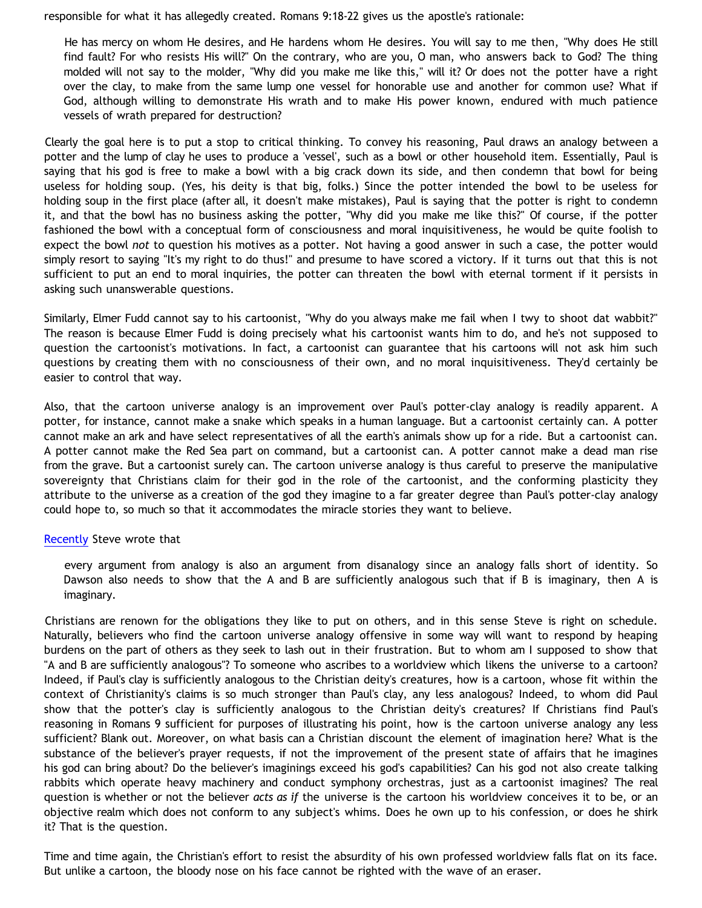responsible for what it has allegedly created. Romans 9:18-22 gives us the apostle's rationale:

> He has mercy on whom He desires, and He hardens whom He desires. You will say to me then, "Why does He still find fault? For who resists His will?" On the contrary, who are you, O man, who answers back to God? The thing molded will not say to the molder, "Why did you make me like this," will it? Or does not the potter have a right over the clay, to make from the same lump one vessel for honorable use and another for common use? What if God, although willing to demonstrate His wrath and to make His power known, endured with much patience vessels of wrath prepared for destruction?

Clearly the goal here is to put a stop to critical thinking. To convey his reasoning, Paul draws an analogy between a potter and the lump of clay he uses to produce a 'vessel', such as a bowl or other household item. Essentially, Paul is saying that his god is free to make a bowl with a big crack down its side, and then condemn that bowl for being useless for holding soup. (Yes, his deity is that big, folks.) Since the potter intended the bowl to be useless for holding soup in the first place (after all, it doesn't make mistakes), Paul is saying that the potter is right to condemn it, and that the bowl has no business asking the potter, "Why did you make me like this?" Of course, if the potter fashioned the bowl with a conceptual form of consciousness and moral inquisitiveness, he would be quite foolish to expect the bowl *not* to question his motives as a potter. Not having a good answer in such a case, the potter would simply resort to saying "It's my right to do thus!" and presume to have scored a victory. If it turns out that this is not sufficient to put an end to moral inquiries, the potter can threaten the bowl with eternal torment if it persists in asking such unanswerable questions.

Similarly, Elmer Fudd cannot say to his cartoonist, "Why do you always make me fail when I twy to shoot dat wabbit?" The reason is because Elmer Fudd is doing precisely what his cartoonist wants him to do, and he's not supposed to question the cartoonist's motivations. In fact, a cartoonist can guarantee that his cartoons will not ask him such questions by creating them with no consciousness of their own, and no moral inquisitiveness. They'd certainly be easier to control that way.

Also, that the cartoon universe analogy is an improvement over Paul's potter-clay analogy is readily apparent. A potter, for instance, cannot make a snake which speaks in a human language. But a cartoonist certainly can. A potter cannot make an ark and have select representatives of all the earth's animals show up for a ride. But a cartoonist can. A potter cannot make the Red Sea part on command, but a cartoonist can. A potter cannot make a dead man rise from the grave. But a cartoonist surely can. The cartoon universe analogy is thus careful to preserve the manipulative sovereignty that Christians claim for their god in the role of the cartoonist, and the conforming plasticity they attribute to the universe as a creation of the god they imagine to a far greater degree than Paul's potter-clay analogy could hope to, so much so that it accommodates the miracle stories they want to believe.

Recently Steve wrote that

> every argument from analogy is also an argument from disanalogy since an analogy falls short of identity. So Dawson also needs to show that the A and B are sufficiently analogous such that if B is imaginary, then A is imaginary.

Christians are renown for the obligations they like to put on others, and in this sense Steve is right on schedule. Naturally, believers who find the cartoon universe analogy offensive in some way will want to respond by heaping burdens on the part of others as they seek to lash out in their frustration. But to whom am I supposed to show that "A and B are sufficiently analogous"? To someone who ascribes to a worldview which likens the universe to a cartoon? Indeed, if Paul's clay is sufficiently analogous to the Christian deity's creatures, how is a cartoon, whose fit within the context of Christianity's claims is so much stronger than Paul's clay, any less analogous? Indeed, to whom did Paul show that the potter's clay is sufficiently analogous to the Christian deity's creatures? If Christians find Paul's reasoning in Romans 9 sufficient for purposes of illustrating his point, how is the cartoon universe analogy any less sufficient? Blank out. Moreover, on what basis can a Christian discount the element of imagination here? What is the substance of the believer's prayer requests, if not the improvement of the present state of affairs that he imagines his god can bring about? Do the believer's imaginings exceed his god's capabilities? Can his god not also create talking rabbits which operate heavy machinery and conduct symphony orchestras, just as a cartoonist imagines? The real question is whether or not the believer *acts as if* the universe is the cartoon his worldview conceives it to be, or an objective realm which does not conform to any subject's whims. Does he own up to his confession, or does he shirk it? That is the question.

Time and time again, the Christian's effort to resist the absurdity of his own professed worldview falls flat on its face. But unlike a cartoon, the bloody nose on his face cannot be righted with the wave of an eraser.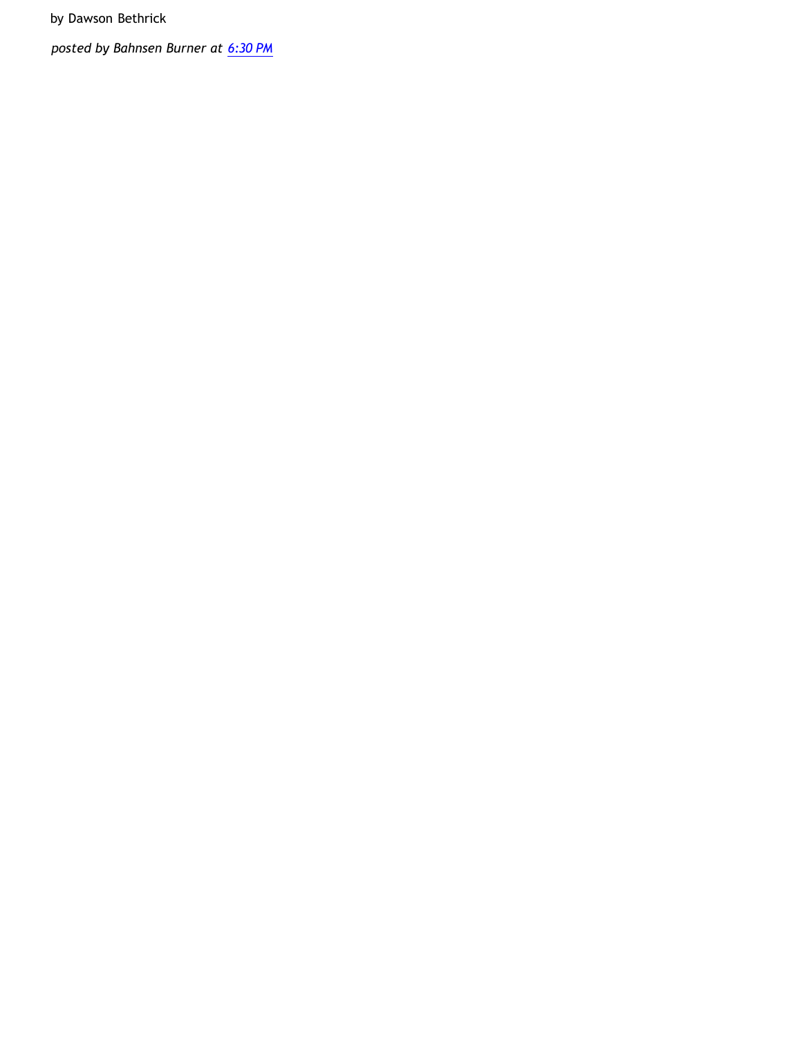by Dawson Bethrick

*posted by Bahnsen Burner at 6:30 PM*